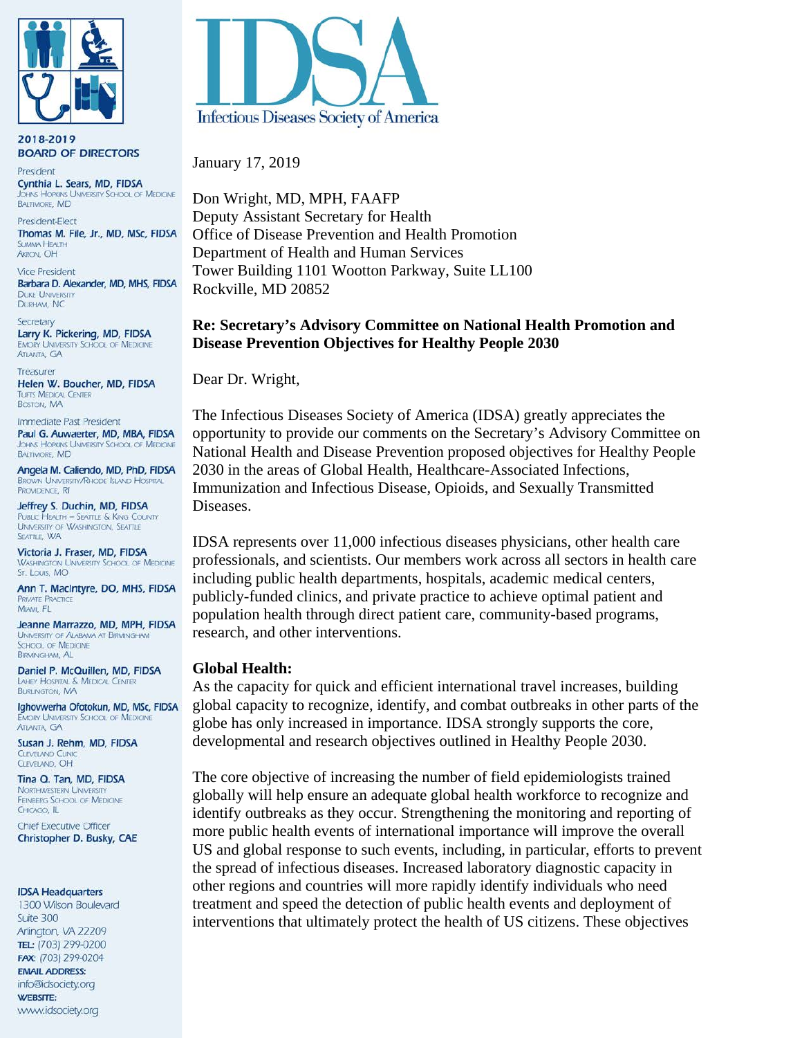# IDSA

Infectious Diseases Society of America

**2018-2019 BOARD OF DIRECTORS**

President
**Cynthia L. Sears, MD, FIDSA**
Johns Hopkins University School of Medicine
Baltimore, MD

President-Elect
**Thomas M. File, Jr., MD, MSc, FIDSA**
Summa Health
Akron, OH

Vice President
**Barbara D. Alexander, MD, MHS, FIDSA**
Duke University
Durham, NC

Secretary
**Larry K. Pickering, MD, FIDSA**
Emory University School of Medicine
Atlanta, GA

Treasurer
**Helen W. Boucher, MD, FIDSA**
Tufts Medical Center
Boston, MA

Immediate Past President
**Paul G. Auwaerter, MD, MBA, FIDSA**
Johns Hopkins University School of Medicine
Baltimore, MD

**Angela M. Caliendo, MD, PhD, FIDSA**
Brown University/Rhode Island Hospital
Providence, RI

**Jeffrey S. Duchin, MD, FIDSA**
Public Health – Seattle & King County
University of Washington, Seattle
Seattle, WA

**Victoria J. Fraser, MD, FIDSA**
Washington University School of Medicine
St. Louis, MO

**Ann T. MacIntyre, DO, MHS, FIDSA**
Private Practice
Miami, FL

**Jeanne Marrazzo, MD, MPH, FIDSA**
University of Alabama at Birmingham
School of Medicine
Birmingham, AL

**Daniel P. McQuillen, MD, FIDSA**
Lahey Hospital & Medical Center
Burlington, MA

**Ighovwerha Ofotokun, MD, MSc, FIDSA**
Emory University School of Medicine
Atlanta, GA

**Susan J. Rehm, MD, FIDSA**
Cleveland Clinic
Cleveland, OH

**Tina Q. Tan, MD, FIDSA**
Northwestern University
Feinberg School of Medicine
Chicago, IL

Chief Executive Officer
**Christopher D. Busky, CAE**

**IDSA Headquarters**
1300 Wilson Boulevard
Suite 300
Arlington, VA 22209
**TEL:** (703) 299-0200
**FAX:** (703) 299-0204
**EMAIL ADDRESS:**
info@idsociety.org
**WEBSITE:**
www.idsociety.org

---

January 17, 2019

Don Wright, MD, MPH, FAAFP
Deputy Assistant Secretary for Health
Office of Disease Prevention and Health Promotion
Department of Health and Human Services
Tower Building 1101 Wootton Parkway, Suite LL100
Rockville, MD 20852

**Re: Secretary's Advisory Committee on National Health Promotion and Disease Prevention Objectives for Healthy People 2030**

Dear Dr. Wright,

The Infectious Diseases Society of America (IDSA) greatly appreciates the opportunity to provide our comments on the Secretary's Advisory Committee on National Health and Disease Prevention proposed objectives for Healthy People 2030 in the areas of Global Health, Healthcare-Associated Infections, Immunization and Infectious Disease, Opioids, and Sexually Transmitted Diseases.

IDSA represents over 11,000 infectious diseases physicians, other health care professionals, and scientists. Our members work across all sectors in health care including public health departments, hospitals, academic medical centers, publicly-funded clinics, and private practice to achieve optimal patient and population health through direct patient care, community-based programs, research, and other interventions.

**Global Health:**

As the capacity for quick and efficient international travel increases, building global capacity to recognize, identify, and combat outbreaks in other parts of the globe has only increased in importance. IDSA strongly supports the core, developmental and research objectives outlined in Healthy People 2030.

The core objective of increasing the number of field epidemiologists trained globally will help ensure an adequate global health workforce to recognize and identify outbreaks as they occur. Strengthening the monitoring and reporting of more public health events of international importance will improve the overall US and global response to such events, including, in particular, efforts to prevent the spread of infectious diseases. Increased laboratory diagnostic capacity in other regions and countries will more rapidly identify individuals who need treatment and speed the detection of public health events and deployment of interventions that ultimately protect the health of US citizens. These objectives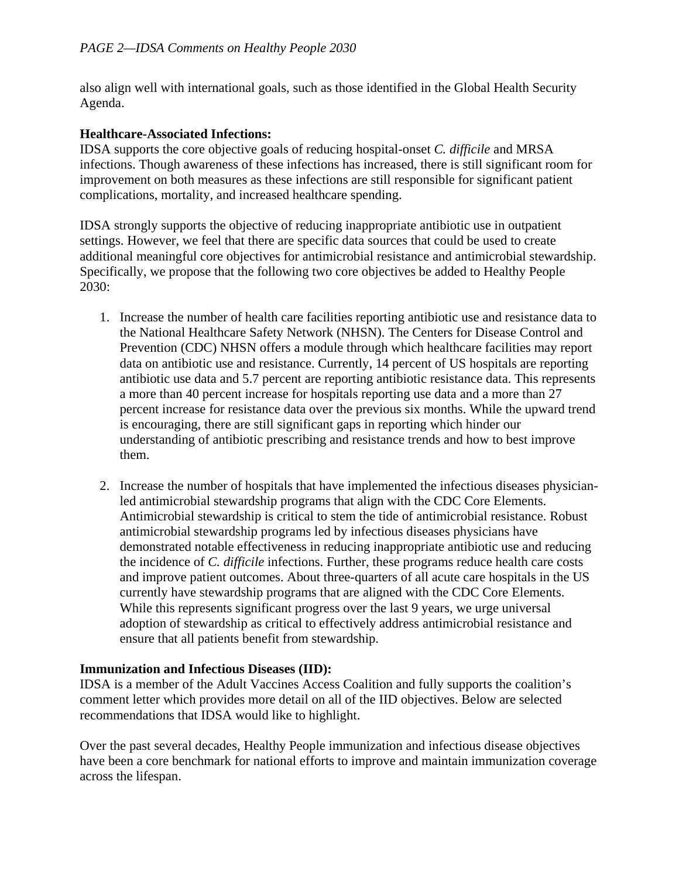also align well with international goals, such as those identified in the Global Health Security Agenda.

**Healthcare-Associated Infections:**
IDSA supports the core objective goals of reducing hospital-onset *C. difficile* and MRSA infections. Though awareness of these infections has increased, there is still significant room for improvement on both measures as these infections are still responsible for significant patient complications, mortality, and increased healthcare spending.

IDSA strongly supports the objective of reducing inappropriate antibiotic use in outpatient settings. However, we feel that there are specific data sources that could be used to create additional meaningful core objectives for antimicrobial resistance and antimicrobial stewardship. Specifically, we propose that the following two core objectives be added to Healthy People 2030:

1. Increase the number of health care facilities reporting antibiotic use and resistance data to the National Healthcare Safety Network (NHSN). The Centers for Disease Control and Prevention (CDC) NHSN offers a module through which healthcare facilities may report data on antibiotic use and resistance. Currently, 14 percent of US hospitals are reporting antibiotic use data and 5.7 percent are reporting antibiotic resistance data. This represents a more than 40 percent increase for hospitals reporting use data and a more than 27 percent increase for resistance data over the previous six months. While the upward trend is encouraging, there are still significant gaps in reporting which hinder our understanding of antibiotic prescribing and resistance trends and how to best improve them.

2. Increase the number of hospitals that have implemented the infectious diseases physician-led antimicrobial stewardship programs that align with the CDC Core Elements. Antimicrobial stewardship is critical to stem the tide of antimicrobial resistance. Robust antimicrobial stewardship programs led by infectious diseases physicians have demonstrated notable effectiveness in reducing inappropriate antibiotic use and reducing the incidence of *C. difficile* infections. Further, these programs reduce health care costs and improve patient outcomes. About three-quarters of all acute care hospitals in the US currently have stewardship programs that are aligned with the CDC Core Elements. While this represents significant progress over the last 9 years, we urge universal adoption of stewardship as critical to effectively address antimicrobial resistance and ensure that all patients benefit from stewardship.

**Immunization and Infectious Diseases (IID):**
IDSA is a member of the Adult Vaccines Access Coalition and fully supports the coalition's comment letter which provides more detail on all of the IID objectives. Below are selected recommendations that IDSA would like to highlight.

Over the past several decades, Healthy People immunization and infectious disease objectives have been a core benchmark for national efforts to improve and maintain immunization coverage across the lifespan.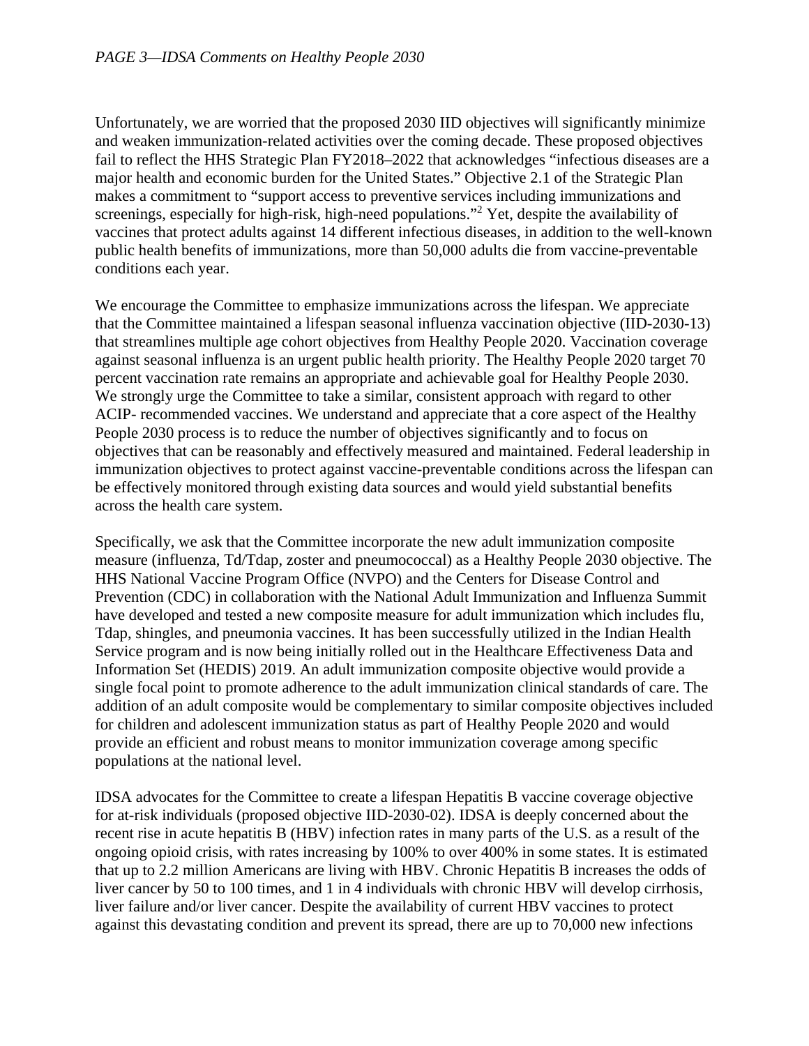Unfortunately, we are worried that the proposed 2030 IID objectives will significantly minimize and weaken immunization-related activities over the coming decade. These proposed objectives fail to reflect the HHS Strategic Plan FY2018–2022 that acknowledges "infectious diseases are a major health and economic burden for the United States." Objective 2.1 of the Strategic Plan makes a commitment to "support access to preventive services including immunizations and screenings, especially for high-risk, high-need populations."[2] Yet, despite the availability of vaccines that protect adults against 14 different infectious diseases, in addition to the well-known public health benefits of immunizations, more than 50,000 adults die from vaccine-preventable conditions each year.

We encourage the Committee to emphasize immunizations across the lifespan. We appreciate that the Committee maintained a lifespan seasonal influenza vaccination objective (IID-2030-13) that streamlines multiple age cohort objectives from Healthy People 2020. Vaccination coverage against seasonal influenza is an urgent public health priority. The Healthy People 2020 target 70 percent vaccination rate remains an appropriate and achievable goal for Healthy People 2030. We strongly urge the Committee to take a similar, consistent approach with regard to other ACIP- recommended vaccines. We understand and appreciate that a core aspect of the Healthy People 2030 process is to reduce the number of objectives significantly and to focus on objectives that can be reasonably and effectively measured and maintained. Federal leadership in immunization objectives to protect against vaccine-preventable conditions across the lifespan can be effectively monitored through existing data sources and would yield substantial benefits across the health care system.

Specifically, we ask that the Committee incorporate the new adult immunization composite measure (influenza, Td/Tdap, zoster and pneumococcal) as a Healthy People 2030 objective. The HHS National Vaccine Program Office (NVPO) and the Centers for Disease Control and Prevention (CDC) in collaboration with the National Adult Immunization and Influenza Summit have developed and tested a new composite measure for adult immunization which includes flu, Tdap, shingles, and pneumonia vaccines. It has been successfully utilized in the Indian Health Service program and is now being initially rolled out in the Healthcare Effectiveness Data and Information Set (HEDIS) 2019. An adult immunization composite objective would provide a single focal point to promote adherence to the adult immunization clinical standards of care. The addition of an adult composite would be complementary to similar composite objectives included for children and adolescent immunization status as part of Healthy People 2020 and would provide an efficient and robust means to monitor immunization coverage among specific populations at the national level.

IDSA advocates for the Committee to create a lifespan Hepatitis B vaccine coverage objective for at-risk individuals (proposed objective IID-2030-02). IDSA is deeply concerned about the recent rise in acute hepatitis B (HBV) infection rates in many parts of the U.S. as a result of the ongoing opioid crisis, with rates increasing by 100% to over 400% in some states. It is estimated that up to 2.2 million Americans are living with HBV. Chronic Hepatitis B increases the odds of liver cancer by 50 to 100 times, and 1 in 4 individuals with chronic HBV will develop cirrhosis, liver failure and/or liver cancer. Despite the availability of current HBV vaccines to protect against this devastating condition and prevent its spread, there are up to 70,000 new infections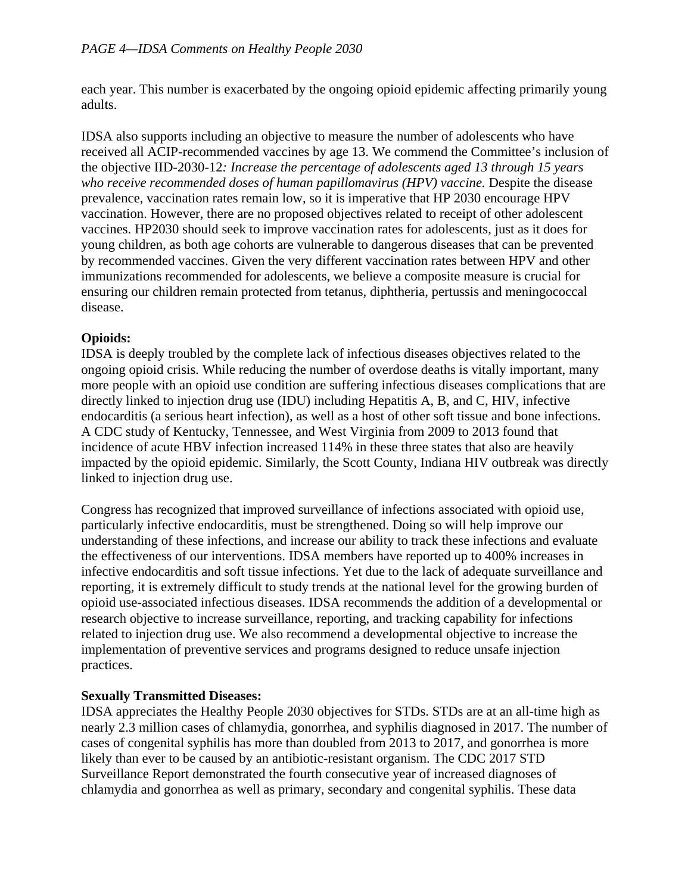each year. This number is exacerbated by the ongoing opioid epidemic affecting primarily young adults.

IDSA also supports including an objective to measure the number of adolescents who have received all ACIP-recommended vaccines by age 13. We commend the Committee's inclusion of the objective IID-2030-12*: Increase the percentage of adolescents aged 13 through 15 years who receive recommended doses of human papillomavirus (HPV) vaccine.* Despite the disease prevalence, vaccination rates remain low, so it is imperative that HP 2030 encourage HPV vaccination. However, there are no proposed objectives related to receipt of other adolescent vaccines. HP2030 should seek to improve vaccination rates for adolescents, just as it does for young children, as both age cohorts are vulnerable to dangerous diseases that can be prevented by recommended vaccines. Given the very different vaccination rates between HPV and other immunizations recommended for adolescents, we believe a composite measure is crucial for ensuring our children remain protected from tetanus, diphtheria, pertussis and meningococcal disease.

**Opioids:**
IDSA is deeply troubled by the complete lack of infectious diseases objectives related to the ongoing opioid crisis. While reducing the number of overdose deaths is vitally important, many more people with an opioid use condition are suffering infectious diseases complications that are directly linked to injection drug use (IDU) including Hepatitis A, B, and C, HIV, infective endocarditis (a serious heart infection), as well as a host of other soft tissue and bone infections. A CDC study of Kentucky, Tennessee, and West Virginia from 2009 to 2013 found that incidence of acute HBV infection increased 114% in these three states that also are heavily impacted by the opioid epidemic. Similarly, the Scott County, Indiana HIV outbreak was directly linked to injection drug use.

Congress has recognized that improved surveillance of infections associated with opioid use, particularly infective endocarditis, must be strengthened. Doing so will help improve our understanding of these infections, and increase our ability to track these infections and evaluate the effectiveness of our interventions. IDSA members have reported up to 400% increases in infective endocarditis and soft tissue infections. Yet due to the lack of adequate surveillance and reporting, it is extremely difficult to study trends at the national level for the growing burden of opioid use-associated infectious diseases. IDSA recommends the addition of a developmental or research objective to increase surveillance, reporting, and tracking capability for infections related to injection drug use. We also recommend a developmental objective to increase the implementation of preventive services and programs designed to reduce unsafe injection practices.

**Sexually Transmitted Diseases:**
IDSA appreciates the Healthy People 2030 objectives for STDs. STDs are at an all-time high as nearly 2.3 million cases of chlamydia, gonorrhea, and syphilis diagnosed in 2017. The number of cases of congenital syphilis has more than doubled from 2013 to 2017, and gonorrhea is more likely than ever to be caused by an antibiotic-resistant organism. The CDC 2017 STD Surveillance Report demonstrated the fourth consecutive year of increased diagnoses of chlamydia and gonorrhea as well as primary, secondary and congenital syphilis. These data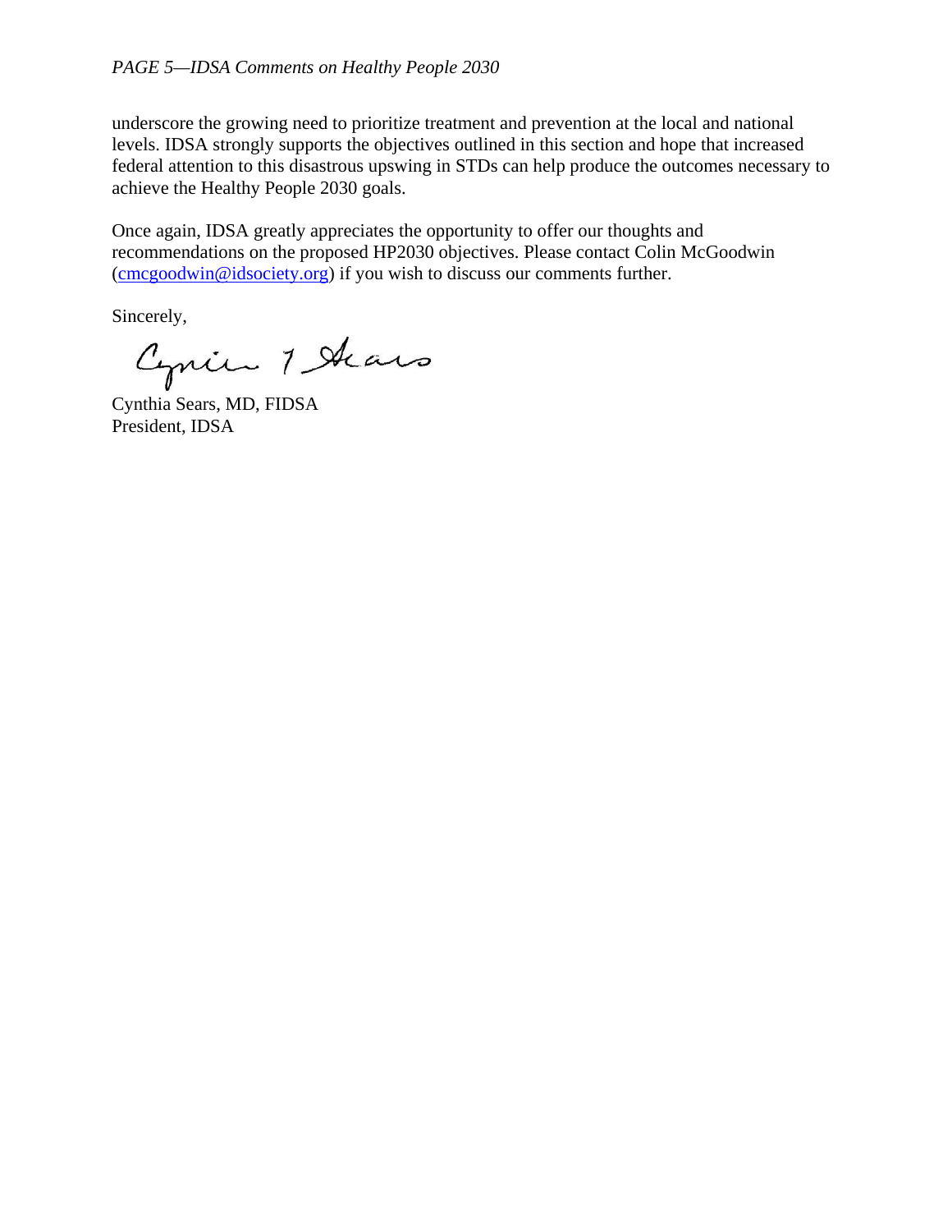underscore the growing need to prioritize treatment and prevention at the local and national levels. IDSA strongly supports the objectives outlined in this section and hope that increased federal attention to this disastrous upswing in STDs can help produce the outcomes necessary to achieve the Healthy People 2030 goals.

Once again, IDSA greatly appreciates the opportunity to offer our thoughts and recommendations on the proposed HP2030 objectives. Please contact Colin McGoodwin (cmcgoodwin@idsociety.org) if you wish to discuss our comments further.

Sincerely,

Cynthia Sears, MD, FIDSA
President, IDSA